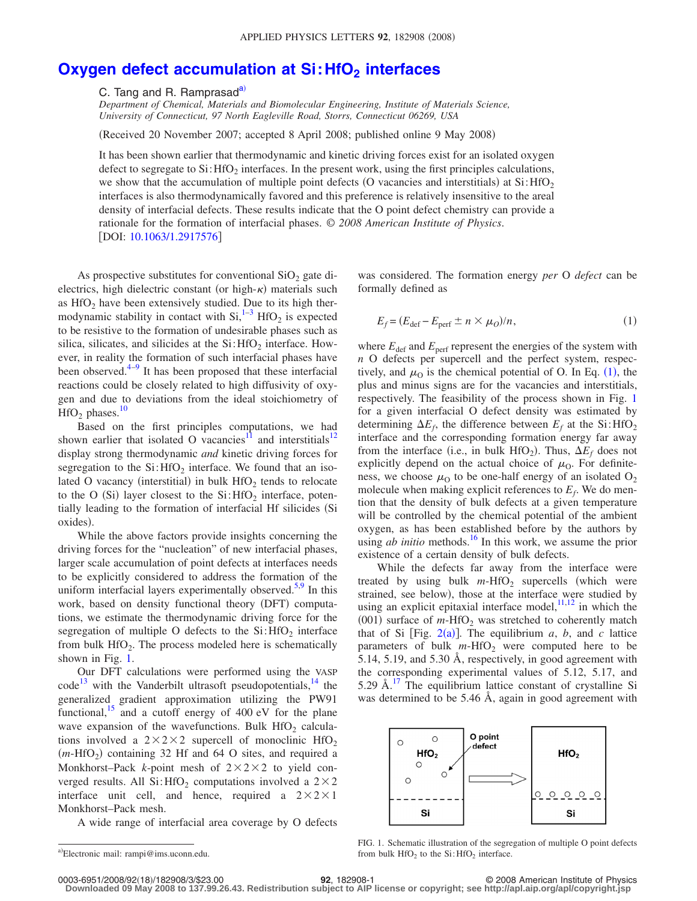# Oxygen defect accumulation at Si:$HfO_2$ interfaces

C. Tang and R. Ramprasad[a)]

*Department of Chemical, Materials and Biomolecular Engineering, Institute of Materials Science, University of Connecticut, 97 North Eagleville Road, Storrs, Connecticut 06269, USA*

(Received 20 November 2007; accepted 8 April 2008; published online 9 May 2008)

It has been shown earlier that thermodynamic and kinetic driving forces exist for an isolated oxygen defect to segregate to Si:$HfO_2$ interfaces. In the present work, using the first principles calculations, we show that the accumulation of multiple point defects (O vacancies and interstitials) at Si:$HfO_2$ interfaces is also thermodynamically favored and this preference is relatively insensitive to the areal density of interfacial defects. These results indicate that the O point defect chemistry can provide a rationale for the formation of interfacial phases. *© 2008 American Institute of Physics.* [DOI: 10.1063/1.2917576]

As prospective substitutes for conventional $SiO_2$ gate dielectrics, high dielectric constant (or high-$\kappa$) materials such as $HfO_2$ have been extensively studied. Due to its high thermodynamic stability in contact with Si,[1–3] $HfO_2$ is expected to be resistive to the formation of undesirable phases such as silica, silicates, and silicides at the Si:$HfO_2$ interface. However, in reality the formation of such interfacial phases have been observed.[4–9] It has been proposed that these interfacial reactions could be closely related to high diffusivity of oxygen and due to deviations from the ideal stoichiometry of $HfO_2$ phases.[10]

Based on the first principles computations, we had shown earlier that isolated O vacancies[11] and interstitials[12] display strong thermodynamic *and* kinetic driving forces for segregation to the Si:$HfO_2$ interface. We found that an isolated O vacancy (interstitial) in bulk $HfO_2$ tends to relocate to the O (Si) layer closest to the Si:$HfO_2$ interface, potentially leading to the formation of interfacial Hf silicides (Si oxides).

While the above factors provide insights concerning the driving forces for the "nucleation" of new interfacial phases, larger scale accumulation of point defects at interfaces needs to be explicitly considered to address the formation of the uniform interfacial layers experimentally observed.[5,9] In this work, based on density functional theory (DFT) computations, we estimate the thermodynamic driving force for the segregation of multiple O defects to the Si:$HfO_2$ interface from bulk $HfO_2$. The process modeled here is schematically shown in Fig. 1.

Our DFT calculations were performed using the VASP code[13] with the Vanderbilt ultrasoft pseudopotentials,[14] the generalized gradient approximation utilizing the PW91 functional,[15] and a cutoff energy of 400 eV for the plane wave expansion of the wavefunctions. Bulk $HfO_2$ calculations involved a $2\times2\times2$ supercell of monoclinic $HfO_2$ ($m$-$HfO_2$) containing 32 Hf and 64 O sites, and required a Monkhorst–Pack $k$-point mesh of $2\times2\times2$ to yield converged results. All Si:$HfO_2$ computations involved a $2\times2$ interface unit cell, and hence, required a $2\times2\times1$ Monkhorst–Pack mesh.

A wide range of interfacial area coverage by O defects was considered. The formation energy *per* O *defect* can be formally defined as

$$E_f = (E_{\mathrm{def}} - E_{\mathrm{perf}} \pm n \times \mu_{\mathrm{O}})/n, \tag{1}$$

where $E_{\mathrm{def}}$ and $E_{\mathrm{perf}}$ represent the energies of the system with $n$ O defects per supercell and the perfect system, respectively, and $\mu_{\mathrm{O}}$ is the chemical potential of O. In Eq. (1), the plus and minus signs are for the vacancies and interstitials, respectively. The feasibility of the process shown in Fig. 1 for a given interfacial O defect density was estimated by determining $\Delta E_f$, the difference between $E_f$ at the Si:$HfO_2$ interface and the corresponding formation energy far away from the interface (i.e., in bulk $HfO_2$). Thus, $\Delta E_f$ does not explicitly depend on the actual choice of $\mu_{\mathrm{O}}$. For definiteness, we choose $\mu_{\mathrm{O}}$ to be one-half energy of an isolated $O_2$ molecule when making explicit references to $E_f$. We do mention that the density of bulk defects at a given temperature will be controlled by the chemical potential of the ambient oxygen, as has been established before by the authors by using *ab initio* methods.[16] In this work, we assume the prior existence of a certain density of bulk defects.

While the defects far away from the interface were treated by using bulk $m$-$HfO_2$ supercells (which were strained, see below), those at the interface were studied by using an explicit epitaxial interface model,[11,12] in which the (001) surface of $m$-$HfO_2$ was stretched to coherently match that of Si [Fig. 2(a)]. The equilibrium $a$, $b$, and $c$ lattice parameters of bulk $m$-$HfO_2$ were computed here to be 5.14, 5.19, and 5.30 Å, respectively, in good agreement with the corresponding experimental values of 5.12, 5.17, and 5.29 Å.[17] The equilibrium lattice constant of crystalline Si was determined to be 5.46 Å, again in good agreement with

FIG. 1. Schematic illustration of the segregation of multiple O point defects from bulk $HfO_2$ to the Si:$HfO_2$ interface.

[a)]Electronic mail: rampi@ims.uconn.edu.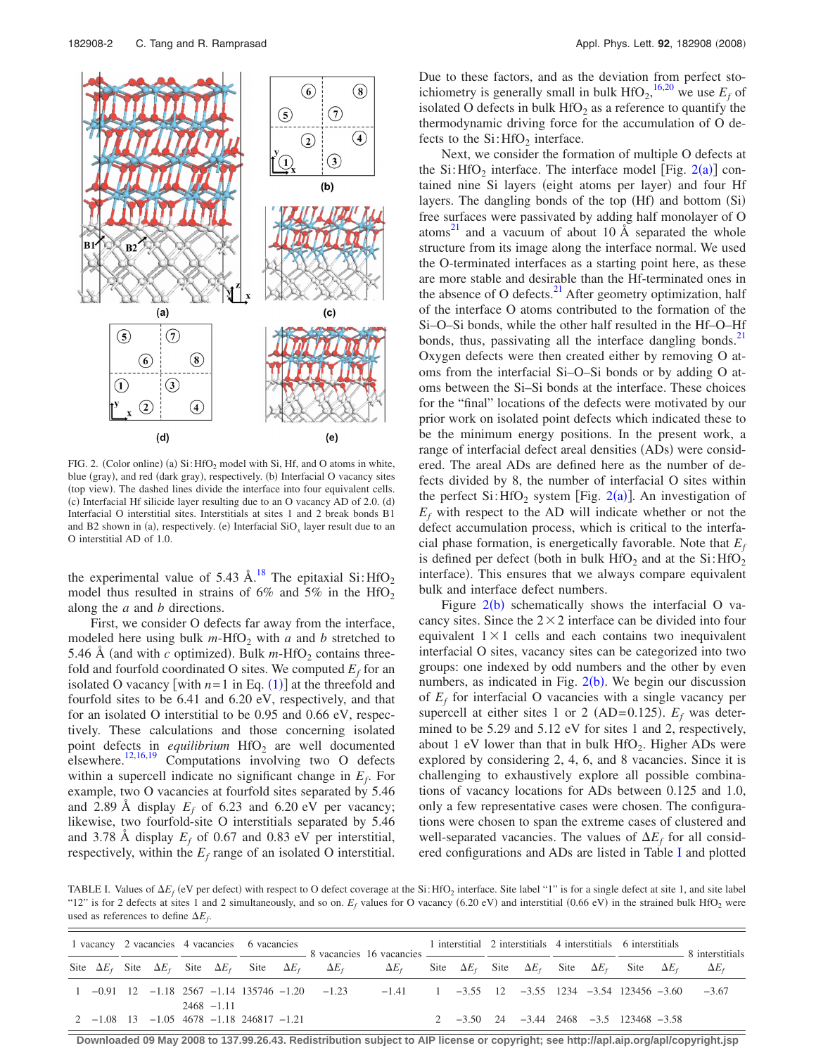FIG. 2. (Color online) (a) $Si:HfO_2$ model with Si, Hf, and O atoms in white, blue (gray), and red (dark gray), respectively. (b) Interfacial O vacancy sites (top view). The dashed lines divide the interface into four equivalent cells. (c) Interfacial Hf silicide layer resulting due to an O vacancy AD of 2.0. (d) Interfacial O interstitial sites. Interstitials at sites 1 and 2 break bonds B1 and B2 shown in (a), respectively. (e) Interfacial $SiO_x$ layer result due to an O interstitial AD of 1.0.

the experimental value of 5.43 Å.[18] The epitaxial $Si:HfO_2$ model thus resulted in strains of 6% and 5% in the $HfO_2$ along the *a* and *b* directions.

First, we consider O defects far away from the interface, modeled here using bulk *m*-$HfO_2$ with *a* and *b* stretched to 5.46 Å (and with *c* optimized). Bulk *m*-$HfO_2$ contains threefold and fourfold coordinated O sites. We computed $E_f$ for an isolated O vacancy [with $n=1$ in Eq. (1)] at the threefold and fourfold sites to be 6.41 and 6.20 eV, respectively, and that for an isolated O interstitial to be 0.95 and 0.66 eV, respectively. These calculations and those concerning isolated point defects in *equilibrium* $HfO_2$ are well documented elsewhere.[12,16,19] Computations involving two O defects within a supercell indicate no significant change in $E_f$. For example, two O vacancies at fourfold sites separated by 5.46 and 2.89 Å display $E_f$ of 6.23 and 6.20 eV per vacancy; likewise, two fourfold-site O interstitials separated by 5.46 and 3.78 Å display $E_f$ of 0.67 and 0.83 eV per interstitial, respectively, within the $E_f$ range of an isolated O interstitial. Due to these factors, and as the deviation from perfect stoichiometry is generally small in bulk $HfO_2$,[16,20] we use $E_f$ of isolated O defects in bulk $HfO_2$ as a reference to quantify the thermodynamic driving force for the accumulation of O defects to the $Si:HfO_2$ interface.

Next, we consider the formation of multiple O defects at the $Si:HfO_2$ interface. The interface model [Fig. 2(a)] contained nine Si layers (eight atoms per layer) and four Hf layers. The dangling bonds of the top (Hf) and bottom (Si) free surfaces were passivated by adding half monolayer of O atoms[21] and a vacuum of about 10 Å separated the whole structure from its image along the interface normal. We used the O-terminated interfaces as a starting point here, as these are more stable and desirable than the Hf-terminated ones in the absence of O defects.[21] After geometry optimization, half of the interface O atoms contributed to the formation of the Si–O–Si bonds, while the other half resulted in the Hf–O–Hf bonds, thus, passivating all the interface dangling bonds.[21] Oxygen defects were then created either by removing O atoms from the interfacial Si–O–Si bonds or by adding O atoms between the Si–Si bonds at the interface. These choices for the "final" locations of the defects were motivated by our prior work on isolated point defects which indicated these to be the minimum energy positions. In the present work, a range of interfacial defect areal densities (ADs) were considered. The areal ADs are defined here as the number of defects divided by 8, the number of interfacial O sites within the perfect $Si:HfO_2$ system [Fig. 2(a)]. An investigation of $E_f$ with respect to the AD will indicate whether or not the defect accumulation process, which is critical to the interfacial phase formation, is energetically favorable. Note that $E_f$ is defined per defect (both in bulk $HfO_2$ and at the $Si:HfO_2$ interface). This ensures that we always compare equivalent bulk and interface defect numbers.

Figure 2(b) schematically shows the interfacial O vacancy sites. Since the $2\times2$ interface can be divided into four equivalent $1\times1$ cells and each contains two inequivalent interfacial O sites, vacancy sites can be categorized into two groups: one indexed by odd numbers and the other by even numbers, as indicated in Fig. 2(b). We begin our discussion of $E_f$ for interfacial O vacancies with a single vacancy per supercell at either sites 1 or 2 (AD=0.125). $E_f$ was determined to be 5.29 and 5.12 eV for sites 1 and 2, respectively, about 1 eV lower than that in bulk $HfO_2$. Higher ADs were explored by considering 2, 4, 6, and 8 vacancies. Since it is challenging to exhaustively explore all possible combinations of vacancy locations for ADs between 0.125 and 1.0, only a few representative cases were chosen. The configurations were chosen to span the extreme cases of clustered and well-separated vacancies. The values of $\Delta E_f$ for all considered configurations and ADs are listed in Table I and plotted

TABLE I. Values of $\Delta E_f$ (eV per defect) with respect to O defect coverage at the $Si:HfO_2$ interface. Site label "1" is for a single defect at site 1, and site label "12" is for 2 defects at sites 1 and 2 simultaneously, and so on. $E_f$ values for O vacancy (6.20 eV) and interstitial (0.66 eV) in the strained bulk $HfO_2$ were used as references to define $\Delta E_f$.

| 1 vacancy | | 2 vacancies | | 4 vacancies | | 6 vacancies | | 8 vacancies | 16 vacancies | 1 interstitial | | 2 interstitials | | 4 interstitials | | 6 interstitials | | 8 interstitials |
|---|---|---|---|---|---|---|---|---|---|---|---|---|---|---|---|---|---|---|
| Site | $\Delta E_f$ | Site | $\Delta E_f$ | Site | $\Delta E_f$ | Site | $\Delta E_f$ | $\Delta E_f$ | $\Delta E_f$ | Site | $\Delta E_f$ | Site | $\Delta E_f$ | Site | $\Delta E_f$ | Site | $\Delta E_f$ | $\Delta E_f$ |
| 1 | −0.91 | 12 | −1.18 | 2567 | −1.14 | 135746 | −1.20 | −1.23 | −1.41 | 1 | −3.55 | 12 | −3.55 | 1234 | −3.54 | 123456 | −3.60 | −3.67 |
| | | | | 2468 | −1.11 | | | | | | | | | | | | | |
| 2 | −1.08 | 13 | −1.05 | 4678 | −1.18 | 246817 | −1.21 | | | 2 | −3.50 | 24 | −3.44 | 2468 | −3.5 | 123468 | −3.58 | |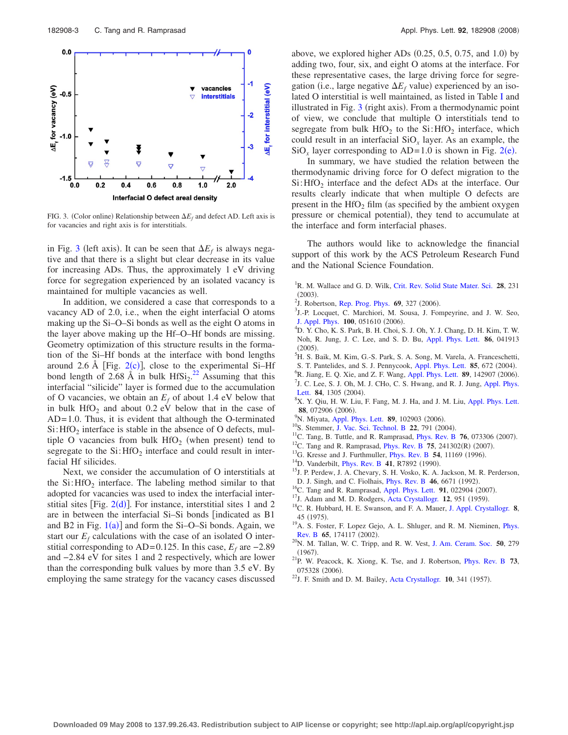0.0
-0.5
-1.0
-1.5
0.0 0.2 0.4 0.6 0.8 1.0 2.0
0
-1
-2
-3
-4
vacancies
interstitials
$\Delta E_f$ for vacancy (eV)
$\Delta E_f$ for interstitial (eV)
Interfacial O defect areal density

FIG. 3. (Color online) Relationship between $\Delta E_f$ and defect AD. Left axis is for vacancies and right axis is for interstitials.

in Fig. 3 (left axis). It can be seen that $\Delta E_f$ is always negative and that there is a slight but clear decrease in its value for increasing ADs. Thus, the approximately 1 eV driving force for segregation experienced by an isolated vacancy is maintained for multiple vacancies as well.

In addition, we considered a case that corresponds to a vacancy AD of 2.0, i.e., when the eight interfacial O atoms making up the Si–O–Si bonds as well as the eight O atoms in the layer above making up the Hf–O–Hf bonds are missing. Geometry optimization of this structure results in the formation of the Si–Hf bonds at the interface with bond lengths around 2.6 Å [Fig. 2(c)], close to the experimental Si–Hf bond length of 2.68 Å in bulk $HfSi_2$.[22] Assuming that this interfacial "silicide" layer is formed due to the accumulation of O vacancies, we obtain an $E_f$ of about 1.4 eV below that in bulk $HfO_2$ and about 0.2 eV below that in the case of AD=1.0. Thus, it is evident that although the O-terminated $Si:HfO_2$ interface is stable in the absence of O defects, multiple O vacancies from bulk $HfO_2$ (when present) tend to segregate to the $Si:HfO_2$ interface and could result in interfacial Hf silicides.

Next, we consider the accumulation of O interstitials at the $Si:HfO_2$ interface. The labeling method similar to that adopted for vacancies was used to index the interfacial interstitial sites [Fig. 2(d)]. For instance, interstitial sites 1 and 2 are in between the interfacial Si–Si bonds [indicated as B1 and B2 in Fig. 1(a)] and form the Si–O–Si bonds. Again, we start our $E_f$ calculations with the case of an isolated O interstitial corresponding to AD=0.125. In this case, $E_f$ are −2.89 and −2.84 eV for sites 1 and 2 respectively, which are lower than the corresponding bulk values by more than 3.5 eV. By employing the same strategy for the vacancy cases discussed above, we explored higher ADs (0.25, 0.5, 0.75, and 1.0) by adding two, four, six, and eight O atoms at the interface. For these representative cases, the large driving force for segregation (i.e., large negative $\Delta E_f$ value) experienced by an isolated O interstitial is well maintained, as listed in Table I and illustrated in Fig. 3 (right axis). From a thermodynamic point of view, we conclude that multiple O interstitials tend to segregate from bulk $HfO_2$ to the $Si:HfO_2$ interface, which could result in an interfacial $SiO_x$ layer. As an example, the $SiO_x$ layer corresponding to AD=1.0 is shown in Fig. 2(e).

In summary, we have studied the relation between the thermodynamic driving force for O defect migration to the $Si:HfO_2$ interface and the defect ADs at the interface. Our results clearly indicate that when multiple O defects are present in the $HfO_2$ film (as specified by the ambient oxygen pressure or chemical potential), they tend to accumulate at the interface and form interfacial phases.

The authors would like to acknowledge the financial support of this work by the ACS Petroleum Research Fund and the National Science Foundation.

[1] R. M. Wallace and G. D. Wilk, Crit. Rev. Solid State Mater. Sci. **28**, 231 (2003).
[2] J. Robertson, Rep. Prog. Phys. **69**, 327 (2006).
[3] J.-P. Locquet, C. Marchiori, M. Sousa, J. Fompeyrine, and J. W. Seo, J. Appl. Phys. **100**, 051610 (2006).
[4] D. Y. Cho, K. S. Park, B. H. Choi, S. J. Oh, Y. J. Chang, D. H. Kim, T. W. Noh, R. Jung, J. C. Lee, and S. D. Bu, Appl. Phys. Lett. **86**, 041913 (2005).
[5] H. S. Baik, M. Kim, G.-S. Park, S. A. Song, M. Varela, A. Franceschetti, S. T. Pantelides, and S. J. Pennycook, Appl. Phys. Lett. **85**, 672 (2004).
[6] R. Jiang, E. Q. Xie, and Z. F. Wang, Appl. Phys. Lett. **89**, 142907 (2006).
[7] J. C. Lee, S. J. Oh, M. J. CHo, C. S. Hwang, and R. J. Jung, Appl. Phys. Lett. **84**, 1305 (2004).
[8] X. Y. Qiu, H. W. Liu, F. Fang, M. J. Ha, and J. M. Liu, Appl. Phys. Lett. **88**, 072906 (2006).
[9] N. Miyata, Appl. Phys. Lett. **89**, 102903 (2006).
[10] S. Stemmer, J. Vac. Sci. Technol. B **22**, 791 (2004).
[11] C. Tang, B. Tuttle, and R. Ramprasad, Phys. Rev. B **76**, 073306 (2007).
[12] C. Tang and R. Ramprasad, Phys. Rev. B **75**, 241302(R) (2007).
[13] G. Kresse and J. Furthmuller, Phys. Rev. B **54**, 11169 (1996).
[14] D. Vanderbilt, Phys. Rev. B **41**, R7892 (1990).
[15] J. P. Perdew, J. A. Chevary, S. H. Vosko, K. A. Jackson, M. R. Perderson, D. J. Singh, and C. Fiolhais, Phys. Rev. B **46**, 6671 (1992).
[16] C. Tang and R. Ramprasad, Appl. Phys. Lett. **91**, 022904 (2007).
[17] J. Adam and M. D. Rodgers, Acta Crystallogr. **12**, 951 (1959).
[18] C. R. Hubbard, H. E. Swanson, and F. A. Mauer, J. Appl. Crystallogr. **8**, 45 (1975).
[19] A. S. Foster, F. Lopez Gejo, A. L. Shluger, and R. M. Nieminen, Phys. Rev. B **65**, 174117 (2002).
[20] N. M. Tallan, W. C. Tripp, and R. W. Vest, J. Am. Ceram. Soc. **50**, 279 (1967).
[21] P. W. Peacock, K. Xiong, K. Tse, and J. Robertson, Phys. Rev. B **73**, 075328 (2006).
[22] J. F. Smith and D. M. Bailey, Acta Crystallogr. **10**, 341 (1957).